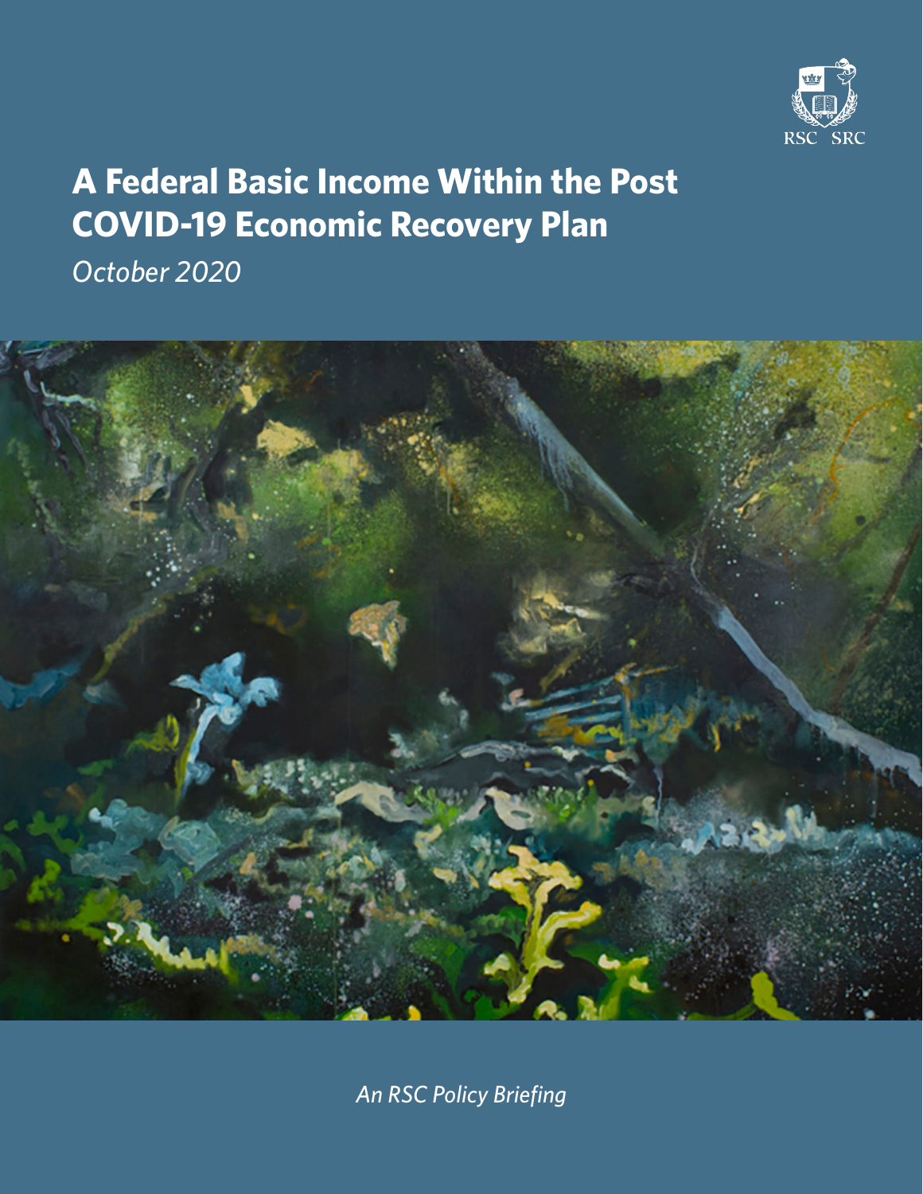RSC SRC

# A Federal Basic Income Within the Post COVID-19 Economic Recovery Plan

*October 2020*

*An RSC Policy Briefing*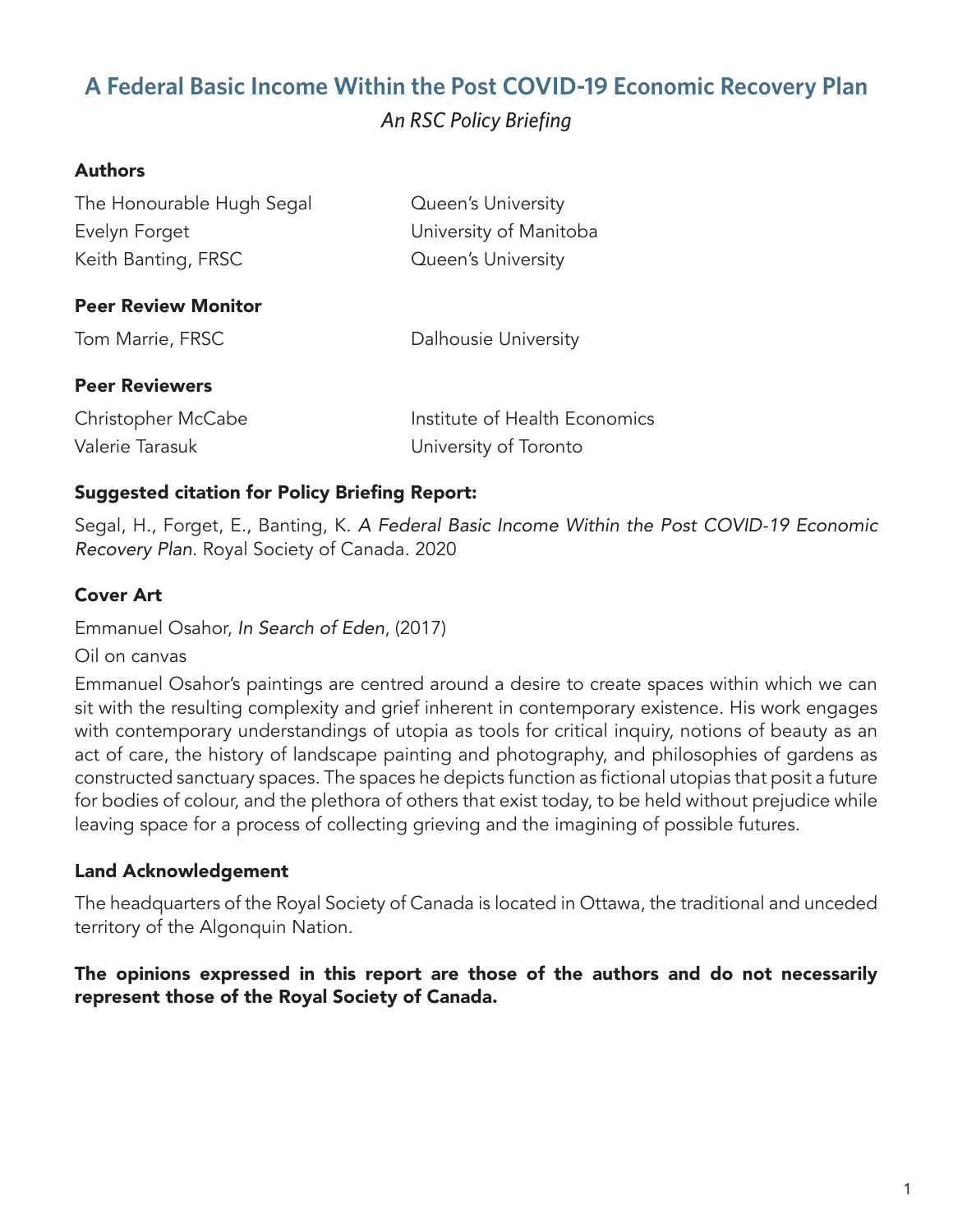# A Federal Basic Income Within the Post COVID-19 Economic Recovery Plan

*An RSC Policy Briefing*

**Authors**

| | |
|---|---|
| The Honourable Hugh Segal | Queen's University |
| Evelyn Forget | University of Manitoba |
| Keith Banting, FRSC | Queen's University |

**Peer Review Monitor**

| | |
|---|---|
| Tom Marrie, FRSC | Dalhousie University |

**Peer Reviewers**

| | |
|---|---|
| Christopher McCabe | Institute of Health Economics |
| Valerie Tarasuk | University of Toronto |

**Suggested citation for Policy Briefing Report:**

Segal, H., Forget, E., Banting, K. *A Federal Basic Income Within the Post COVID-19 Economic Recovery Plan*. Royal Society of Canada. 2020

**Cover Art**

Emmanuel Osahor, *In Search of Eden*, (2017)

Oil on canvas

Emmanuel Osahor's paintings are centred around a desire to create spaces within which we can sit with the resulting complexity and grief inherent in contemporary existence. His work engages with contemporary understandings of utopia as tools for critical inquiry, notions of beauty as an act of care, the history of landscape painting and photography, and philosophies of gardens as constructed sanctuary spaces. The spaces he depicts function as fictional utopias that posit a future for bodies of colour, and the plethora of others that exist today, to be held without prejudice while leaving space for a process of collecting grieving and the imagining of possible futures.

**Land Acknowledgement**

The headquarters of the Royal Society of Canada is located in Ottawa, the traditional and unceded territory of the Algonquin Nation.

**The opinions expressed in this report are those of the authors and do not necessarily represent those of the Royal Society of Canada.**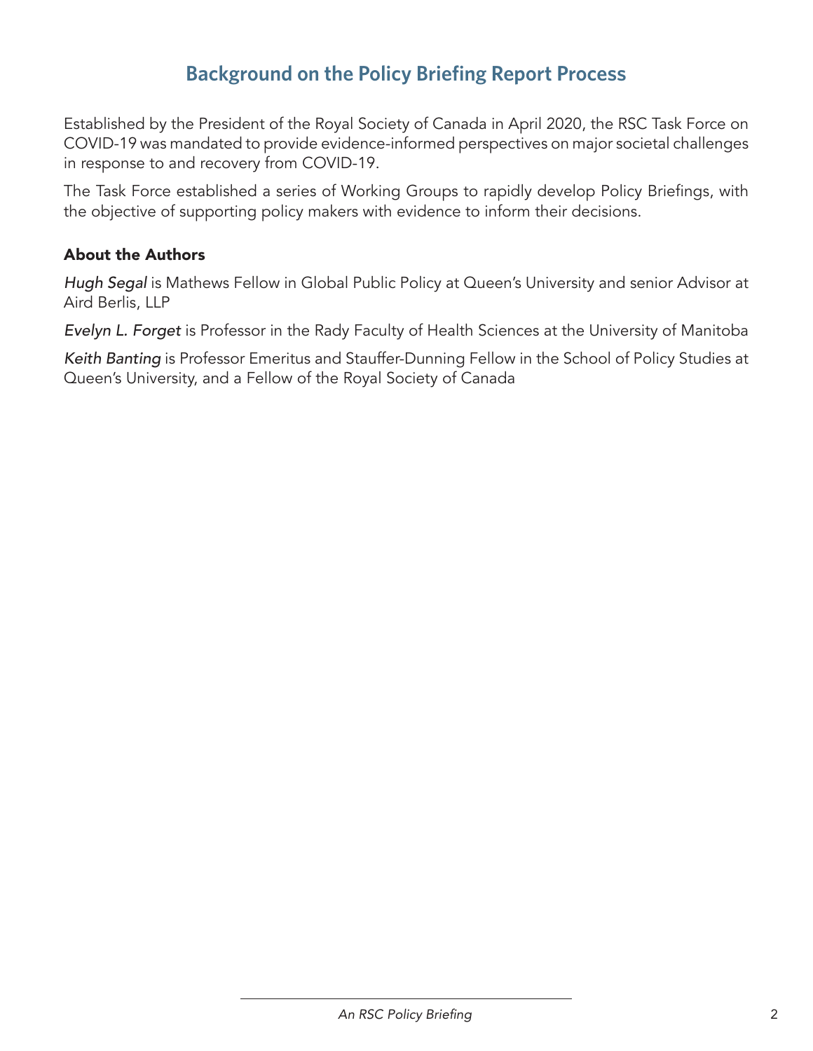## Background on the Policy Briefing Report Process

Established by the President of the Royal Society of Canada in April 2020, the RSC Task Force on COVID-19 was mandated to provide evidence-informed perspectives on major societal challenges in response to and recovery from COVID-19.

The Task Force established a series of Working Groups to rapidly develop Policy Briefings, with the objective of supporting policy makers with evidence to inform their decisions.

### About the Authors

*Hugh Segal* is Mathews Fellow in Global Public Policy at Queen's University and senior Advisor at Aird Berlis, LLP

*Evelyn L. Forget* is Professor in the Rady Faculty of Health Sciences at the University of Manitoba

*Keith Banting* is Professor Emeritus and Stauffer-Dunning Fellow in the School of Policy Studies at Queen's University, and a Fellow of the Royal Society of Canada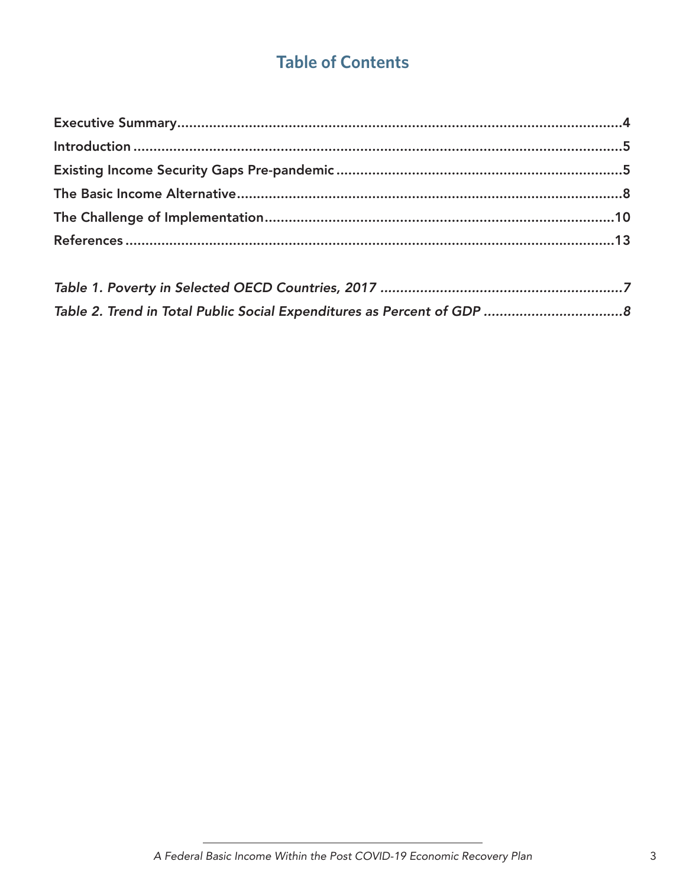# Table of Contents

**Executive Summary** ......................................................................................................... **4**
**Introduction** ..................................................................................................................... **5**
**Existing Income Security Gaps Pre-pandemic** ............................................................ **5**
**The Basic Income Alternative** ........................................................................................ **8**
**The Challenge of Implementation** ................................................................................ **10**
**References** ....................................................................................................................... **13**

***Table 1. Poverty in Selected OECD Countries, 2017*** ..................................................... ***7***
***Table 2. Trend in Total Public Social Expenditures as Percent of GDP*** ......................... ***8***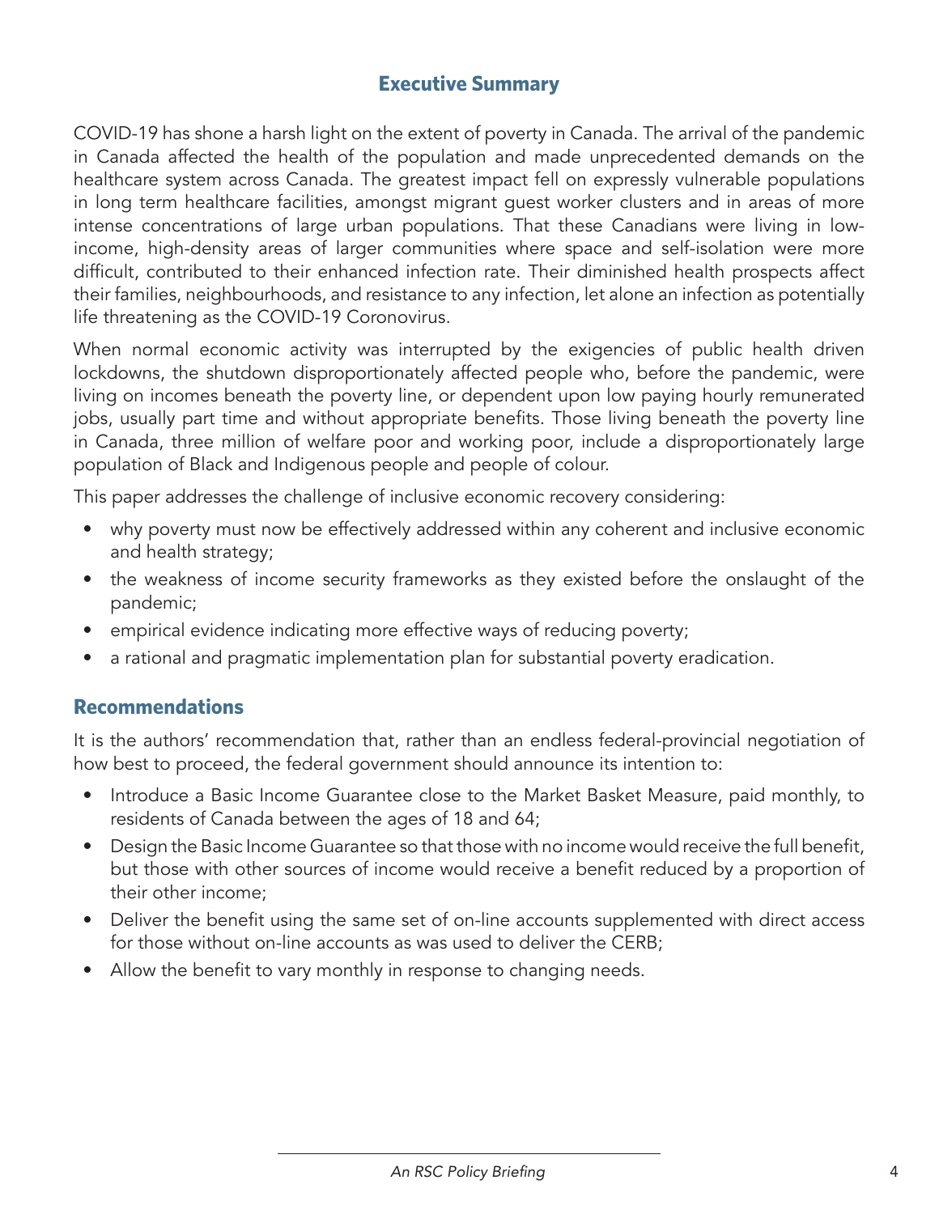## Executive Summary

COVID-19 has shone a harsh light on the extent of poverty in Canada. The arrival of the pandemic in Canada affected the health of the population and made unprecedented demands on the healthcare system across Canada. The greatest impact fell on expressly vulnerable populations in long term healthcare facilities, amongst migrant guest worker clusters and in areas of more intense concentrations of large urban populations. That these Canadians were living in low-income, high-density areas of larger communities where space and self-isolation were more difficult, contributed to their enhanced infection rate. Their diminished health prospects affect their families, neighbourhoods, and resistance to any infection, let alone an infection as potentially life threatening as the COVID-19 Coronovirus.

When normal economic activity was interrupted by the exigencies of public health driven lockdowns, the shutdown disproportionately affected people who, before the pandemic, were living on incomes beneath the poverty line, or dependent upon low paying hourly remunerated jobs, usually part time and without appropriate benefits. Those living beneath the poverty line in Canada, three million of welfare poor and working poor, include a disproportionately large population of Black and Indigenous people and people of colour.

This paper addresses the challenge of inclusive economic recovery considering:

- why poverty must now be effectively addressed within any coherent and inclusive economic and health strategy;
- the weakness of income security frameworks as they existed before the onslaught of the pandemic;
- empirical evidence indicating more effective ways of reducing poverty;
- a rational and pragmatic implementation plan for substantial poverty eradication.

## Recommendations

It is the authors' recommendation that, rather than an endless federal-provincial negotiation of how best to proceed, the federal government should announce its intention to:

- Introduce a Basic Income Guarantee close to the Market Basket Measure, paid monthly, to residents of Canada between the ages of 18 and 64;
- Design the Basic Income Guarantee so that those with no income would receive the full benefit, but those with other sources of income would receive a benefit reduced by a proportion of their other income;
- Deliver the benefit using the same set of on-line accounts supplemented with direct access for those without on-line accounts as was used to deliver the CERB;
- Allow the benefit to vary monthly in response to changing needs.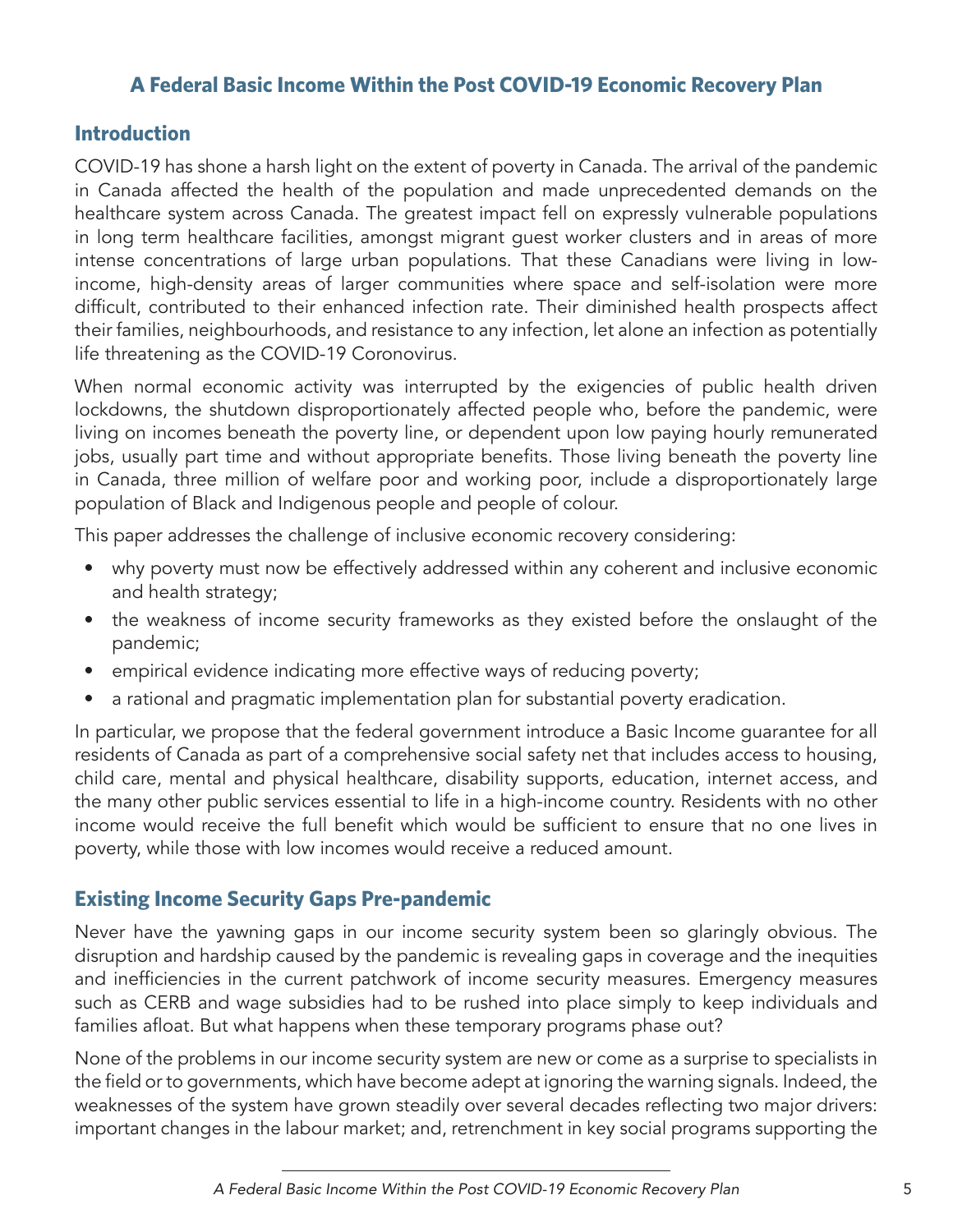## A Federal Basic Income Within the Post COVID-19 Economic Recovery Plan

### Introduction

COVID-19 has shone a harsh light on the extent of poverty in Canada. The arrival of the pandemic in Canada affected the health of the population and made unprecedented demands on the healthcare system across Canada. The greatest impact fell on expressly vulnerable populations in long term healthcare facilities, amongst migrant guest worker clusters and in areas of more intense concentrations of large urban populations. That these Canadians were living in low-income, high-density areas of larger communities where space and self-isolation were more difficult, contributed to their enhanced infection rate. Their diminished health prospects affect their families, neighbourhoods, and resistance to any infection, let alone an infection as potentially life threatening as the COVID-19 Coronovirus.

When normal economic activity was interrupted by the exigencies of public health driven lockdowns, the shutdown disproportionately affected people who, before the pandemic, were living on incomes beneath the poverty line, or dependent upon low paying hourly remunerated jobs, usually part time and without appropriate benefits. Those living beneath the poverty line in Canada, three million of welfare poor and working poor, include a disproportionately large population of Black and Indigenous people and people of colour.

This paper addresses the challenge of inclusive economic recovery considering:

- why poverty must now be effectively addressed within any coherent and inclusive economic and health strategy;
- the weakness of income security frameworks as they existed before the onslaught of the pandemic;
- empirical evidence indicating more effective ways of reducing poverty;
- a rational and pragmatic implementation plan for substantial poverty eradication.

In particular, we propose that the federal government introduce a Basic Income guarantee for all residents of Canada as part of a comprehensive social safety net that includes access to housing, child care, mental and physical healthcare, disability supports, education, internet access, and the many other public services essential to life in a high-income country. Residents with no other income would receive the full benefit which would be sufficient to ensure that no one lives in poverty, while those with low incomes would receive a reduced amount.

### Existing Income Security Gaps Pre-pandemic

Never have the yawning gaps in our income security system been so glaringly obvious. The disruption and hardship caused by the pandemic is revealing gaps in coverage and the inequities and inefficiencies in the current patchwork of income security measures. Emergency measures such as CERB and wage subsidies had to be rushed into place simply to keep individuals and families afloat. But what happens when these temporary programs phase out?

None of the problems in our income security system are new or come as a surprise to specialists in the field or to governments, which have become adept at ignoring the warning signals. Indeed, the weaknesses of the system have grown steadily over several decades reflecting two major drivers: important changes in the labour market; and, retrenchment in key social programs supporting the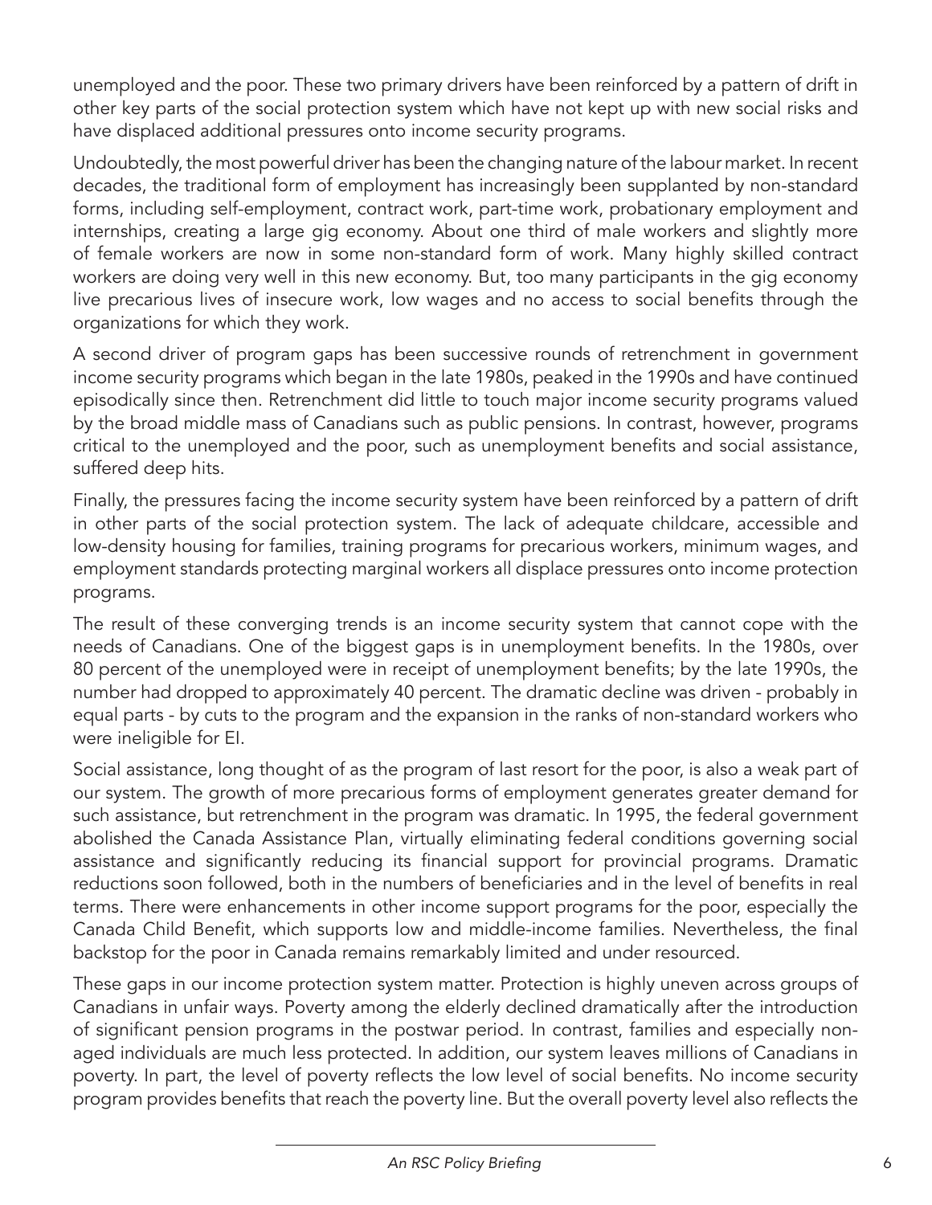unemployed and the poor. These two primary drivers have been reinforced by a pattern of drift in other key parts of the social protection system which have not kept up with new social risks and have displaced additional pressures onto income security programs.

Undoubtedly, the most powerful driver has been the changing nature of the labour market. In recent decades, the traditional form of employment has increasingly been supplanted by non-standard forms, including self-employment, contract work, part-time work, probationary employment and internships, creating a large gig economy. About one third of male workers and slightly more of female workers are now in some non-standard form of work. Many highly skilled contract workers are doing very well in this new economy. But, too many participants in the gig economy live precarious lives of insecure work, low wages and no access to social benefits through the organizations for which they work.

A second driver of program gaps has been successive rounds of retrenchment in government income security programs which began in the late 1980s, peaked in the 1990s and have continued episodically since then. Retrenchment did little to touch major income security programs valued by the broad middle mass of Canadians such as public pensions. In contrast, however, programs critical to the unemployed and the poor, such as unemployment benefits and social assistance, suffered deep hits.

Finally, the pressures facing the income security system have been reinforced by a pattern of drift in other parts of the social protection system. The lack of adequate childcare, accessible and low-density housing for families, training programs for precarious workers, minimum wages, and employment standards protecting marginal workers all displace pressures onto income protection programs.

The result of these converging trends is an income security system that cannot cope with the needs of Canadians. One of the biggest gaps is in unemployment benefits. In the 1980s, over 80 percent of the unemployed were in receipt of unemployment benefits; by the late 1990s, the number had dropped to approximately 40 percent. The dramatic decline was driven - probably in equal parts - by cuts to the program and the expansion in the ranks of non-standard workers who were ineligible for EI.

Social assistance, long thought of as the program of last resort for the poor, is also a weak part of our system. The growth of more precarious forms of employment generates greater demand for such assistance, but retrenchment in the program was dramatic. In 1995, the federal government abolished the Canada Assistance Plan, virtually eliminating federal conditions governing social assistance and significantly reducing its financial support for provincial programs. Dramatic reductions soon followed, both in the numbers of beneficiaries and in the level of benefits in real terms. There were enhancements in other income support programs for the poor, especially the Canada Child Benefit, which supports low and middle-income families. Nevertheless, the final backstop for the poor in Canada remains remarkably limited and under resourced.

These gaps in our income protection system matter. Protection is highly uneven across groups of Canadians in unfair ways. Poverty among the elderly declined dramatically after the introduction of significant pension programs in the postwar period. In contrast, families and especially non-aged individuals are much less protected. In addition, our system leaves millions of Canadians in poverty. In part, the level of poverty reflects the low level of social benefits. No income security program provides benefits that reach the poverty line. But the overall poverty level also reflects the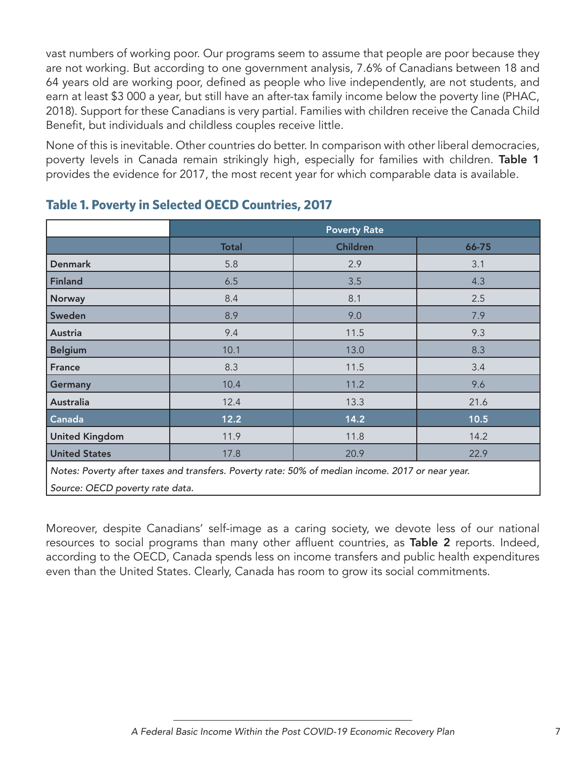vast numbers of working poor. Our programs seem to assume that people are poor because they are not working. But according to one government analysis, 7.6% of Canadians between 18 and 64 years old are working poor, defined as people who live independently, are not students, and earn at least $3 000 a year, but still have an after-tax family income below the poverty line (PHAC, 2018). Support for these Canadians is very partial. Families with children receive the Canada Child Benefit, but individuals and childless couples receive little.

None of this is inevitable. Other countries do better. In comparison with other liberal democracies, poverty levels in Canada remain strikingly high, especially for families with children. **Table 1** provides the evidence for 2017, the most recent year for which comparable data is available.

### Table 1. Poverty in Selected OECD Countries, 2017

| | Poverty Rate | | |
|---|---|---|---|
| | **Total** | **Children** | **66-75** |
| **Denmark** | 5.8 | 2.9 | 3.1 |
| **Finland** | 6.5 | 3.5 | 4.3 |
| **Norway** | 8.4 | 8.1 | 2.5 |
| **Sweden** | 8.9 | 9.0 | 7.9 |
| **Austria** | 9.4 | 11.5 | 9.3 |
| **Belgium** | 10.1 | 13.0 | 8.3 |
| **France** | 8.3 | 11.5 | 3.4 |
| **Germany** | 10.4 | 11.2 | 9.6 |
| **Australia** | 12.4 | 13.3 | 21.6 |
| **Canada** | **12.2** | **14.2** | **10.5** |
| **United Kingdom** | 11.9 | 11.8 | 14.2 |
| **United States** | 17.8 | 20.9 | 22.9 |

*Notes: Poverty after taxes and transfers. Poverty rate: 50% of median income. 2017 or near year.*

*Source: OECD poverty rate data.*

Moreover, despite Canadians' self-image as a caring society, we devote less of our national resources to social programs than many other affluent countries, as **Table 2** reports. Indeed, according to the OECD, Canada spends less on income transfers and public health expenditures even than the United States. Clearly, Canada has room to grow its social commitments.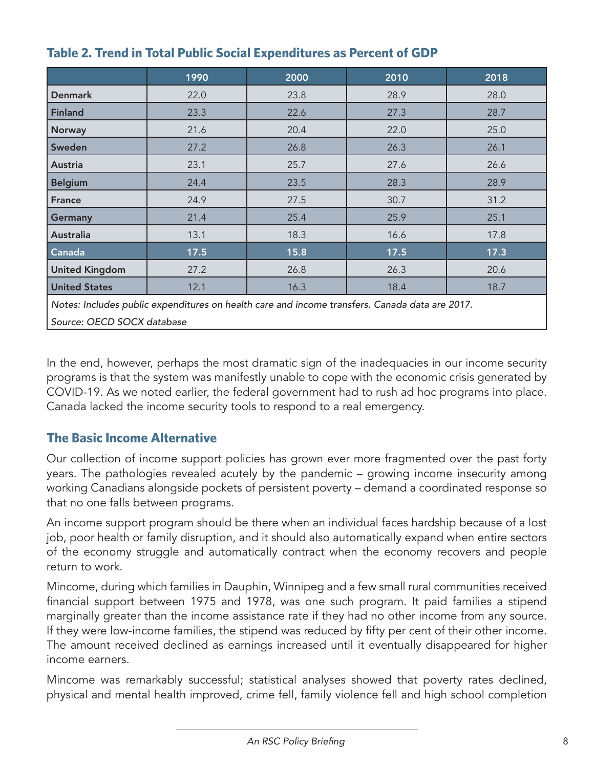**Table 2. Trend in Total Public Social Expenditures as Percent of GDP**

| | 1990 | 2000 | 2010 | 2018 |
|---|---|---|---|---|
| Denmark | 22.0 | 23.8 | 28.9 | 28.0 |
| Finland | 23.3 | 22.6 | 27.3 | 28.7 |
| Norway | 21.6 | 20.4 | 22.0 | 25.0 |
| Sweden | 27.2 | 26.8 | 26.3 | 26.1 |
| Austria | 23.1 | 25.7 | 27.6 | 26.6 |
| Belgium | 24.4 | 23.5 | 28.3 | 28.9 |
| France | 24.9 | 27.5 | 30.7 | 31.2 |
| Germany | 21.4 | 25.4 | 25.9 | 25.1 |
| Australia | 13.1 | 18.3 | 16.6 | 17.8 |
| **Canada** | **17.5** | **15.8** | **17.5** | **17.3** |
| United Kingdom | 27.2 | 26.8 | 26.3 | 20.6 |
| United States | 12.1 | 16.3 | 18.4 | 18.7 |

*Notes: Includes public expenditures on health care and income transfers. Canada data are 2017.*

*Source: OECD SOCX database*

In the end, however, perhaps the most dramatic sign of the inadequacies in our income security programs is that the system was manifestly unable to cope with the economic crisis generated by COVID-19. As we noted earlier, the federal government had to rush ad hoc programs into place. Canada lacked the income security tools to respond to a real emergency.

## The Basic Income Alternative

Our collection of income support policies has grown ever more fragmented over the past forty years. The pathologies revealed acutely by the pandemic – growing income insecurity among working Canadians alongside pockets of persistent poverty – demand a coordinated response so that no one falls between programs.

An income support program should be there when an individual faces hardship because of a lost job, poor health or family disruption, and it should also automatically expand when entire sectors of the economy struggle and automatically contract when the economy recovers and people return to work.

Mincome, during which families in Dauphin, Winnipeg and a few small rural communities received financial support between 1975 and 1978, was one such program. It paid families a stipend marginally greater than the income assistance rate if they had no other income from any source. If they were low-income families, the stipend was reduced by fifty per cent of their other income. The amount received declined as earnings increased until it eventually disappeared for higher income earners.

Mincome was remarkably successful; statistical analyses showed that poverty rates declined, physical and mental health improved, crime fell, family violence fell and high school completion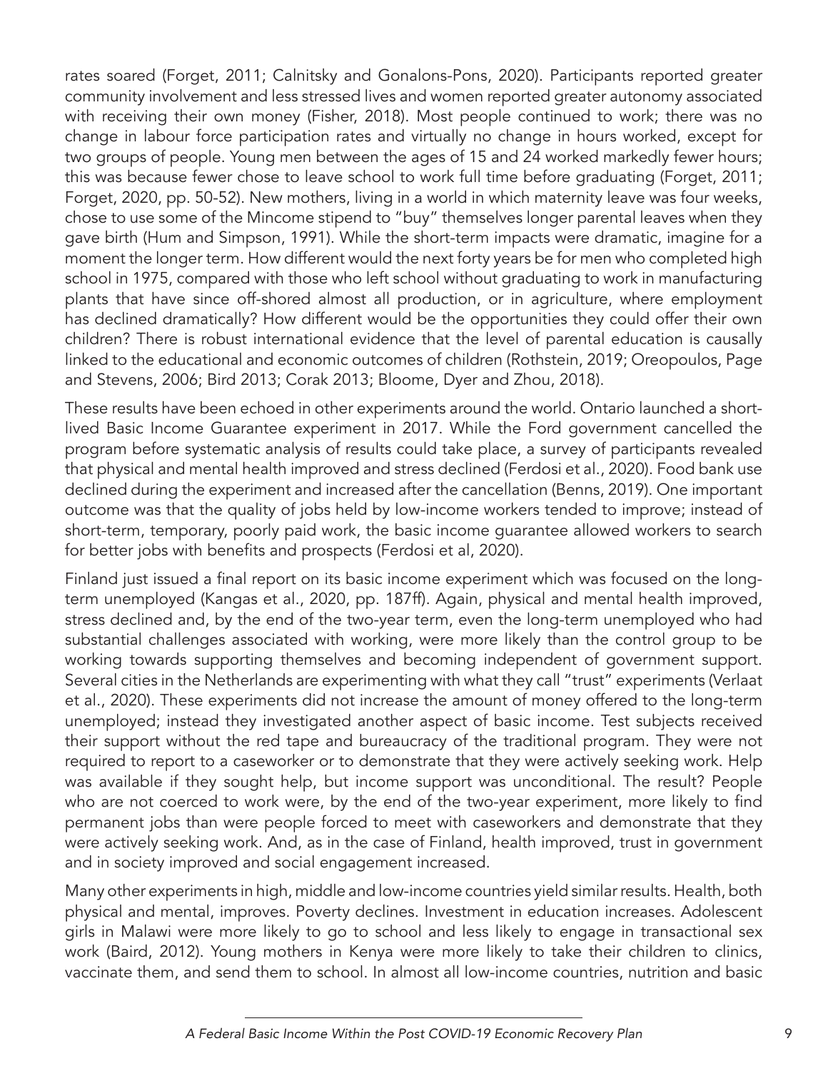rates soared (Forget, 2011; Calnitsky and Gonalons-Pons, 2020). Participants reported greater community involvement and less stressed lives and women reported greater autonomy associated with receiving their own money (Fisher, 2018). Most people continued to work; there was no change in labour force participation rates and virtually no change in hours worked, except for two groups of people. Young men between the ages of 15 and 24 worked markedly fewer hours; this was because fewer chose to leave school to work full time before graduating (Forget, 2011; Forget, 2020, pp. 50-52). New mothers, living in a world in which maternity leave was four weeks, chose to use some of the Mincome stipend to "buy" themselves longer parental leaves when they gave birth (Hum and Simpson, 1991). While the short-term impacts were dramatic, imagine for a moment the longer term. How different would the next forty years be for men who completed high school in 1975, compared with those who left school without graduating to work in manufacturing plants that have since off-shored almost all production, or in agriculture, where employment has declined dramatically? How different would be the opportunities they could offer their own children? There is robust international evidence that the level of parental education is causally linked to the educational and economic outcomes of children (Rothstein, 2019; Oreopoulos, Page and Stevens, 2006; Bird 2013; Corak 2013; Bloome, Dyer and Zhou, 2018).

These results have been echoed in other experiments around the world. Ontario launched a short-lived Basic Income Guarantee experiment in 2017. While the Ford government cancelled the program before systematic analysis of results could take place, a survey of participants revealed that physical and mental health improved and stress declined (Ferdosi et al., 2020). Food bank use declined during the experiment and increased after the cancellation (Benns, 2019). One important outcome was that the quality of jobs held by low-income workers tended to improve; instead of short-term, temporary, poorly paid work, the basic income guarantee allowed workers to search for better jobs with benefits and prospects (Ferdosi et al, 2020).

Finland just issued a final report on its basic income experiment which was focused on the long-term unemployed (Kangas et al., 2020, pp. 187ff). Again, physical and mental health improved, stress declined and, by the end of the two-year term, even the long-term unemployed who had substantial challenges associated with working, were more likely than the control group to be working towards supporting themselves and becoming independent of government support. Several cities in the Netherlands are experimenting with what they call "trust" experiments (Verlaat et al., 2020). These experiments did not increase the amount of money offered to the long-term unemployed; instead they investigated another aspect of basic income. Test subjects received their support without the red tape and bureaucracy of the traditional program. They were not required to report to a caseworker or to demonstrate that they were actively seeking work. Help was available if they sought help, but income support was unconditional. The result? People who are not coerced to work were, by the end of the two-year experiment, more likely to find permanent jobs than were people forced to meet with caseworkers and demonstrate that they were actively seeking work. And, as in the case of Finland, health improved, trust in government and in society improved and social engagement increased.

Many other experiments in high, middle and low-income countries yield similar results. Health, both physical and mental, improves. Poverty declines. Investment in education increases. Adolescent girls in Malawi were more likely to go to school and less likely to engage in transactional sex work (Baird, 2012). Young mothers in Kenya were more likely to take their children to clinics, vaccinate them, and send them to school. In almost all low-income countries, nutrition and basic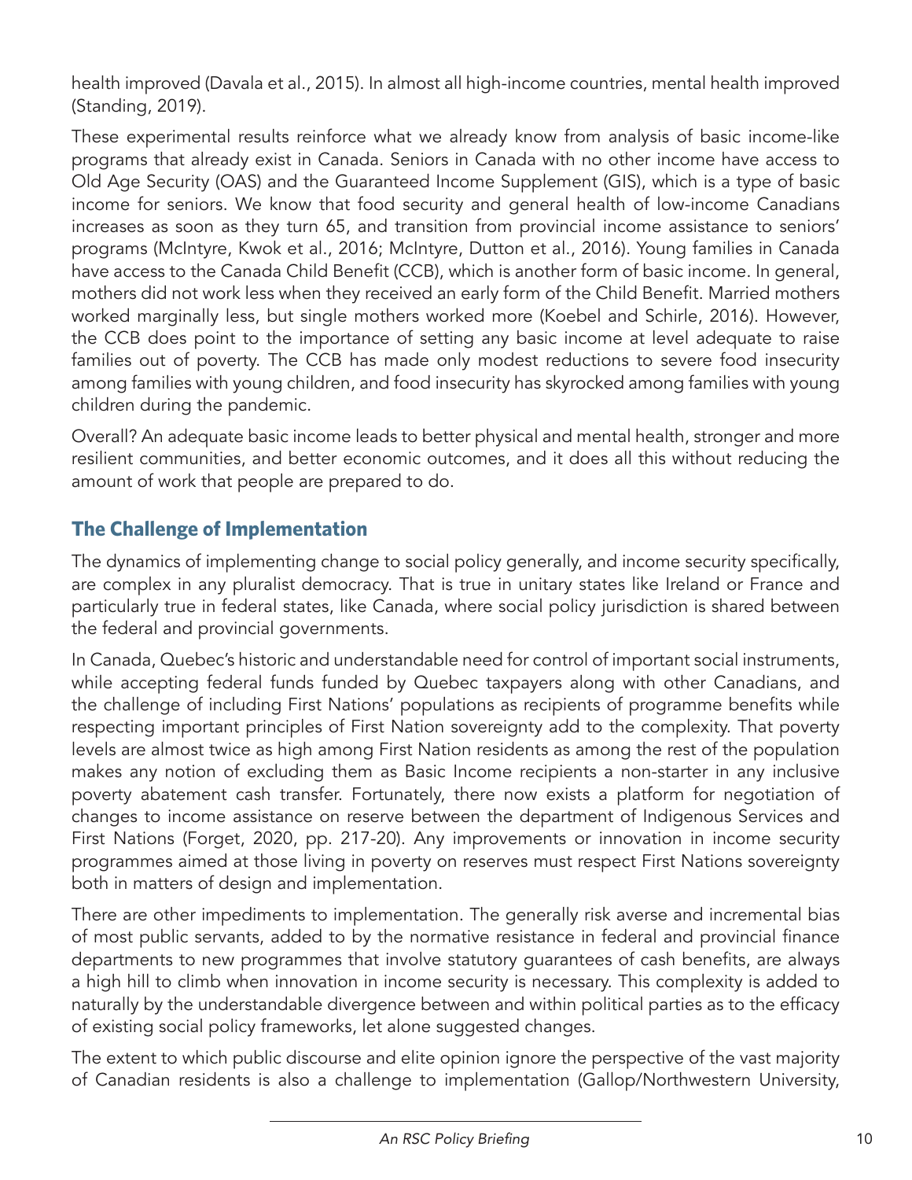health improved (Davala et al., 2015). In almost all high-income countries, mental health improved (Standing, 2019).

These experimental results reinforce what we already know from analysis of basic income-like programs that already exist in Canada. Seniors in Canada with no other income have access to Old Age Security (OAS) and the Guaranteed Income Supplement (GIS), which is a type of basic income for seniors. We know that food security and general health of low-income Canadians increases as soon as they turn 65, and transition from provincial income assistance to seniors' programs (McIntyre, Kwok et al., 2016; McIntyre, Dutton et al., 2016). Young families in Canada have access to the Canada Child Benefit (CCB), which is another form of basic income. In general, mothers did not work less when they received an early form of the Child Benefit. Married mothers worked marginally less, but single mothers worked more (Koebel and Schirle, 2016). However, the CCB does point to the importance of setting any basic income at level adequate to raise families out of poverty. The CCB has made only modest reductions to severe food insecurity among families with young children, and food insecurity has skyrocked among families with young children during the pandemic.

Overall? An adequate basic income leads to better physical and mental health, stronger and more resilient communities, and better economic outcomes, and it does all this without reducing the amount of work that people are prepared to do.

## The Challenge of Implementation

The dynamics of implementing change to social policy generally, and income security specifically, are complex in any pluralist democracy. That is true in unitary states like Ireland or France and particularly true in federal states, like Canada, where social policy jurisdiction is shared between the federal and provincial governments.

In Canada, Quebec's historic and understandable need for control of important social instruments, while accepting federal funds funded by Quebec taxpayers along with other Canadians, and the challenge of including First Nations' populations as recipients of programme benefits while respecting important principles of First Nation sovereignty add to the complexity. That poverty levels are almost twice as high among First Nation residents as among the rest of the population makes any notion of excluding them as Basic Income recipients a non-starter in any inclusive poverty abatement cash transfer. Fortunately, there now exists a platform for negotiation of changes to income assistance on reserve between the department of Indigenous Services and First Nations (Forget, 2020, pp. 217-20). Any improvements or innovation in income security programmes aimed at those living in poverty on reserves must respect First Nations sovereignty both in matters of design and implementation.

There are other impediments to implementation. The generally risk averse and incremental bias of most public servants, added to by the normative resistance in federal and provincial finance departments to new programmes that involve statutory guarantees of cash benefits, are always a high hill to climb when innovation in income security is necessary. This complexity is added to naturally by the understandable divergence between and within political parties as to the efficacy of existing social policy frameworks, let alone suggested changes.

The extent to which public discourse and elite opinion ignore the perspective of the vast majority of Canadian residents is also a challenge to implementation (Gallop/Northwestern University,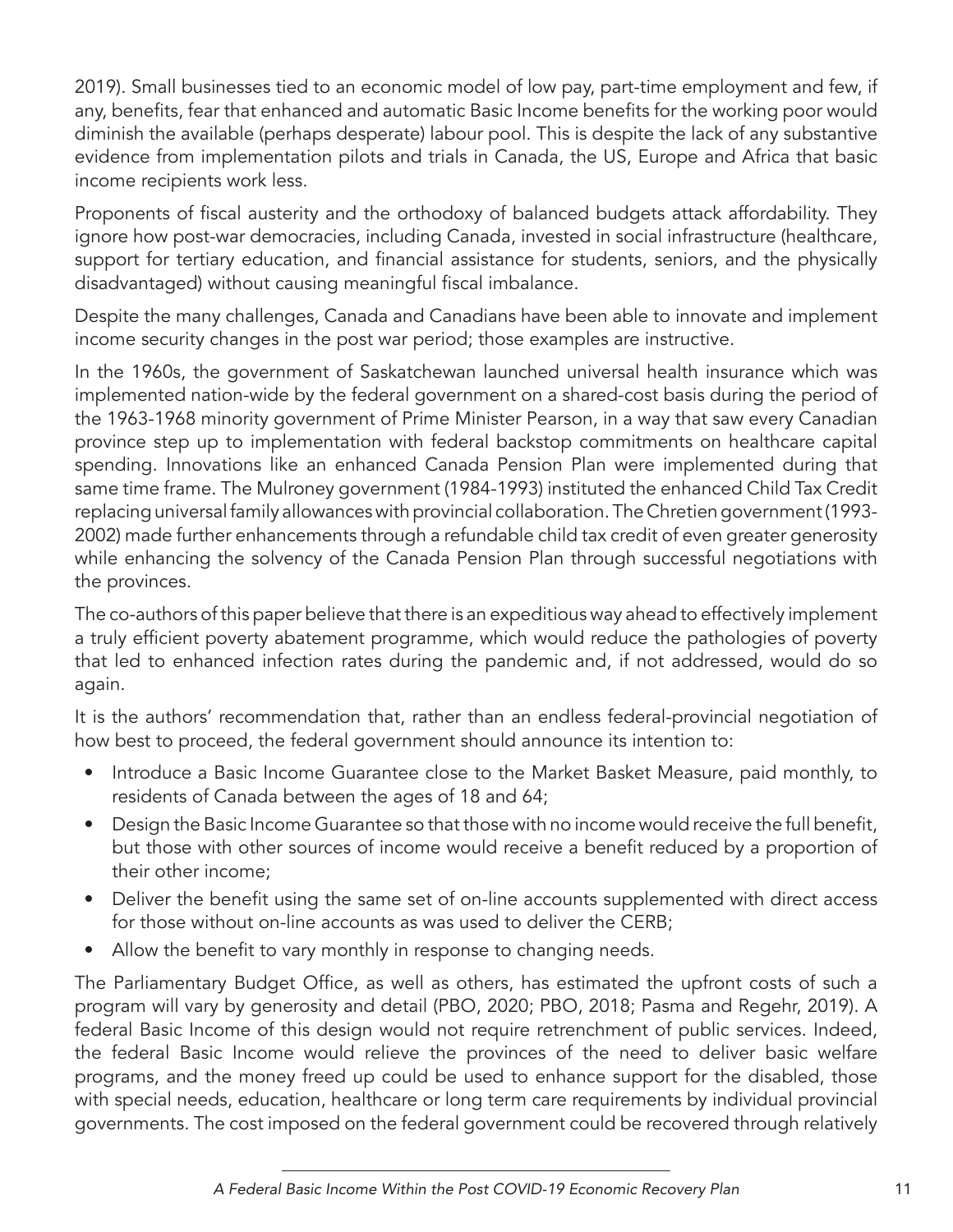2019). Small businesses tied to an economic model of low pay, part-time employment and few, if any, benefits, fear that enhanced and automatic Basic Income benefits for the working poor would diminish the available (perhaps desperate) labour pool. This is despite the lack of any substantive evidence from implementation pilots and trials in Canada, the US, Europe and Africa that basic income recipients work less.

Proponents of fiscal austerity and the orthodoxy of balanced budgets attack affordability. They ignore how post-war democracies, including Canada, invested in social infrastructure (healthcare, support for tertiary education, and financial assistance for students, seniors, and the physically disadvantaged) without causing meaningful fiscal imbalance.

Despite the many challenges, Canada and Canadians have been able to innovate and implement income security changes in the post war period; those examples are instructive.

In the 1960s, the government of Saskatchewan launched universal health insurance which was implemented nation-wide by the federal government on a shared-cost basis during the period of the 1963-1968 minority government of Prime Minister Pearson, in a way that saw every Canadian province step up to implementation with federal backstop commitments on healthcare capital spending. Innovations like an enhanced Canada Pension Plan were implemented during that same time frame. The Mulroney government (1984-1993) instituted the enhanced Child Tax Credit replacing universal family allowances with provincial collaboration. The Chretien government (1993-2002) made further enhancements through a refundable child tax credit of even greater generosity while enhancing the solvency of the Canada Pension Plan through successful negotiations with the provinces.

The co-authors of this paper believe that there is an expeditious way ahead to effectively implement a truly efficient poverty abatement programme, which would reduce the pathologies of poverty that led to enhanced infection rates during the pandemic and, if not addressed, would do so again.

It is the authors' recommendation that, rather than an endless federal-provincial negotiation of how best to proceed, the federal government should announce its intention to:

- Introduce a Basic Income Guarantee close to the Market Basket Measure, paid monthly, to residents of Canada between the ages of 18 and 64;
- Design the Basic Income Guarantee so that those with no income would receive the full benefit, but those with other sources of income would receive a benefit reduced by a proportion of their other income;
- Deliver the benefit using the same set of on-line accounts supplemented with direct access for those without on-line accounts as was used to deliver the CERB;
- Allow the benefit to vary monthly in response to changing needs.

The Parliamentary Budget Office, as well as others, has estimated the upfront costs of such a program will vary by generosity and detail (PBO, 2020; PBO, 2018; Pasma and Regehr, 2019). A federal Basic Income of this design would not require retrenchment of public services. Indeed, the federal Basic Income would relieve the provinces of the need to deliver basic welfare programs, and the money freed up could be used to enhance support for the disabled, those with special needs, education, healthcare or long term care requirements by individual provincial governments. The cost imposed on the federal government could be recovered through relatively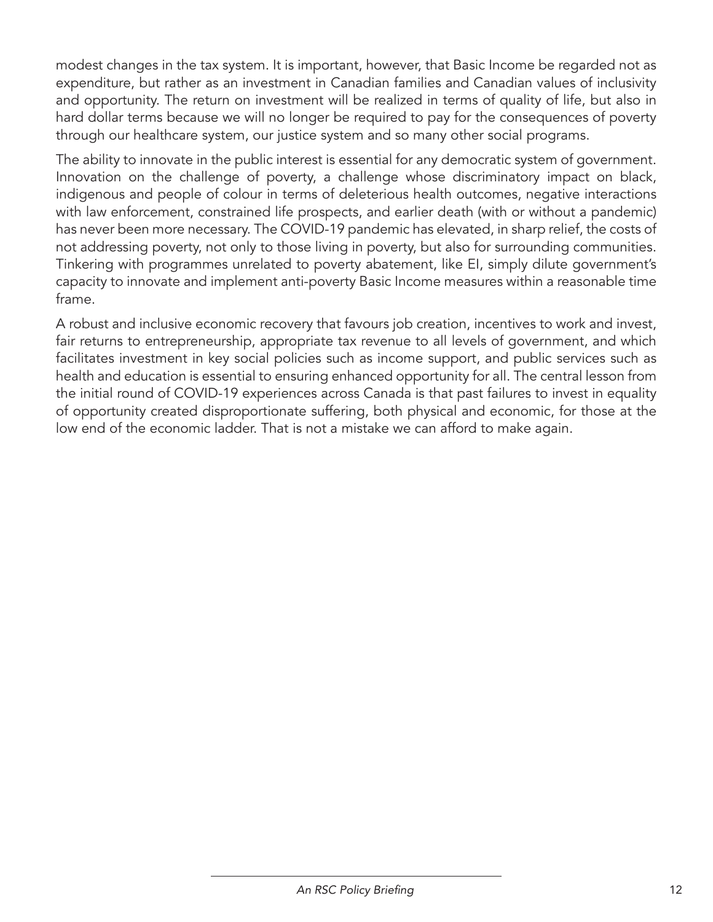modest changes in the tax system. It is important, however, that Basic Income be regarded not as expenditure, but rather as an investment in Canadian families and Canadian values of inclusivity and opportunity. The return on investment will be realized in terms of quality of life, but also in hard dollar terms because we will no longer be required to pay for the consequences of poverty through our healthcare system, our justice system and so many other social programs.

The ability to innovate in the public interest is essential for any democratic system of government. Innovation on the challenge of poverty, a challenge whose discriminatory impact on black, indigenous and people of colour in terms of deleterious health outcomes, negative interactions with law enforcement, constrained life prospects, and earlier death (with or without a pandemic) has never been more necessary. The COVID-19 pandemic has elevated, in sharp relief, the costs of not addressing poverty, not only to those living in poverty, but also for surrounding communities. Tinkering with programmes unrelated to poverty abatement, like EI, simply dilute government's capacity to innovate and implement anti-poverty Basic Income measures within a reasonable time frame.

A robust and inclusive economic recovery that favours job creation, incentives to work and invest, fair returns to entrepreneurship, appropriate tax revenue to all levels of government, and which facilitates investment in key social policies such as income support, and public services such as health and education is essential to ensuring enhanced opportunity for all. The central lesson from the initial round of COVID-19 experiences across Canada is that past failures to invest in equality of opportunity created disproportionate suffering, both physical and economic, for those at the low end of the economic ladder. That is not a mistake we can afford to make again.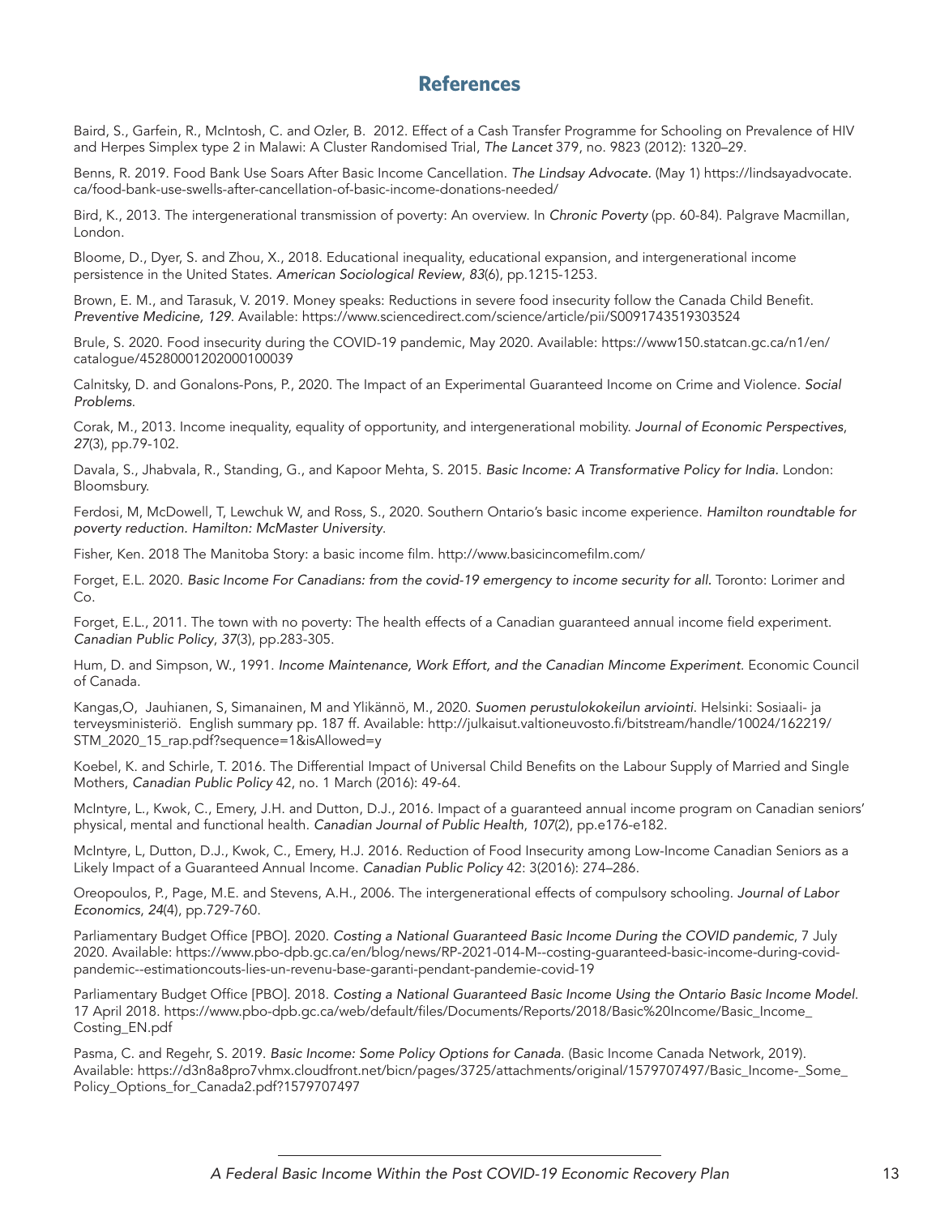## References

Baird, S., Garfein, R., McIntosh, C. and Ozler, B. 2012. Effect of a Cash Transfer Programme for Schooling on Prevalence of HIV and Herpes Simplex type 2 in Malawi: A Cluster Randomised Trial, *The Lancet* 379, no. 9823 (2012): 1320–29.

Benns, R. 2019. Food Bank Use Soars After Basic Income Cancellation. *The Lindsay Advocate.* (May 1) https://lindsayadvocate.ca/food-bank-use-swells-after-cancellation-of-basic-income-donations-needed/

Bird, K., 2013. The intergenerational transmission of poverty: An overview. In *Chronic Poverty* (pp. 60-84). Palgrave Macmillan, London.

Bloome, D., Dyer, S. and Zhou, X., 2018. Educational inequality, educational expansion, and intergenerational income persistence in the United States. *American Sociological Review*, *83*(6), pp.1215-1253.

Brown, E. M., and Tarasuk, V. 2019. Money speaks: Reductions in severe food insecurity follow the Canada Child Benefit. *Preventive Medicine, 129*. Available: https://www.sciencedirect.com/science/article/pii/S0091743519303524

Brule, S. 2020. Food insecurity during the COVID-19 pandemic, May 2020. Available: https://www150.statcan.gc.ca/n1/en/catalogue/45280001202000100039

Calnitsky, D. and Gonalons-Pons, P., 2020. The Impact of an Experimental Guaranteed Income on Crime and Violence. *Social Problems*.

Corak, M., 2013. Income inequality, equality of opportunity, and intergenerational mobility. *Journal of Economic Perspectives*, *27*(3), pp.79-102.

Davala, S., Jhabvala, R., Standing, G., and Kapoor Mehta, S. 2015. *Basic Income: A Transformative Policy for India.* London: Bloomsbury.

Ferdosi, M, McDowell, T, Lewchuk W, and Ross, S., 2020. Southern Ontario's basic income experience. *Hamilton roundtable for poverty reduction. Hamilton: McMaster University.*

Fisher, Ken. 2018 The Manitoba Story: a basic income film. http://www.basicincomefilm.com/

Forget, E.L. 2020. *Basic Income For Canadians: from the covid-19 emergency to income security for all.* Toronto: Lorimer and Co.

Forget, E.L., 2011. The town with no poverty: The health effects of a Canadian guaranteed annual income field experiment. *Canadian Public Policy*, *37*(3), pp.283-305.

Hum, D. and Simpson, W., 1991. *Income Maintenance, Work Effort, and the Canadian Mincome Experiment.* Economic Council of Canada.

Kangas,O, Jauhianen, S, Simanainen, M and Ylikännö, M., 2020. *Suomen perustulokokeilun arviointi*. Helsinki: Sosiaali- ja terveysministeriö. English summary pp. 187 ff. Available: http://julkaisut.valtioneuvosto.fi/bitstream/handle/10024/162219/STM_2020_15_rap.pdf?sequence=1&isAllowed=y

Koebel, K. and Schirle, T. 2016. The Differential Impact of Universal Child Benefits on the Labour Supply of Married and Single Mothers, *Canadian Public Policy* 42, no. 1 March (2016): 49-64.

McIntyre, L., Kwok, C., Emery, J.H. and Dutton, D.J., 2016. Impact of a guaranteed annual income program on Canadian seniors' physical, mental and functional health. *Canadian Journal of Public Health*, *107*(2), pp.e176-e182.

McIntyre, L, Dutton, D.J., Kwok, C., Emery, H.J. 2016. Reduction of Food Insecurity among Low-Income Canadian Seniors as a Likely Impact of a Guaranteed Annual Income. *Canadian Public Policy* 42: 3(2016): 274–286.

Oreopoulos, P., Page, M.E. and Stevens, A.H., 2006. The intergenerational effects of compulsory schooling. *Journal of Labor Economics*, *24*(4), pp.729-760.

Parliamentary Budget Office [PBO]. 2020. *Costing a National Guaranteed Basic Income During the COVID pandemic*, 7 July 2020. Available: https://www.pbo-dpb.gc.ca/en/blog/news/RP-2021-014-M--costing-guaranteed-basic-income-during-covid-pandemic--estimationcouts-lies-un-revenu-base-garanti-pendant-pandemie-covid-19

Parliamentary Budget Office [PBO]. 2018. *Costing a National Guaranteed Basic Income Using the Ontario Basic Income Model*. 17 April 2018. https://www.pbo-dpb.gc.ca/web/default/files/Documents/Reports/2018/Basic%20Income/Basic_Income_Costing_EN.pdf

Pasma, C. and Regehr, S. 2019. *Basic Income: Some Policy Options for Canada*. (Basic Income Canada Network, 2019). Available: https://d3n8a8pro7vhmx.cloudfront.net/bicn/pages/3725/attachments/original/1579707497/Basic_Income-_Some_Policy_Options_for_Canada2.pdf?1579707497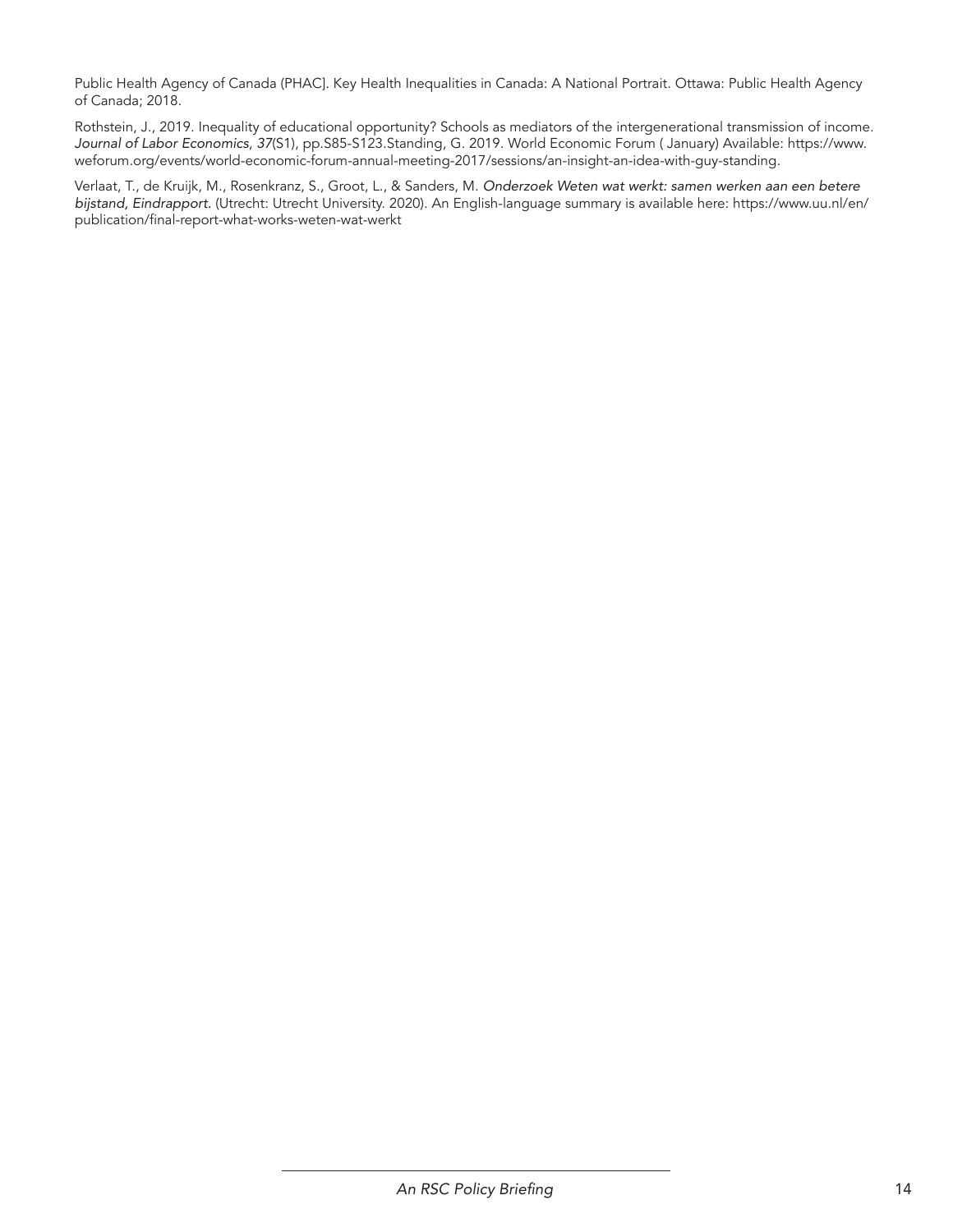Public Health Agency of Canada (PHAC]. Key Health Inequalities in Canada: A National Portrait. Ottawa: Public Health Agency of Canada; 2018.

Rothstein, J., 2019. Inequality of educational opportunity? Schools as mediators of the intergenerational transmission of income. *Journal of Labor Economics*, *37*(S1), pp.S85-S123.Standing, G. 2019. World Economic Forum ( January) Available: https://www.weforum.org/events/world-economic-forum-annual-meeting-2017/sessions/an-insight-an-idea-with-guy-standing.

Verlaat, T., de Kruijk, M., Rosenkranz, S., Groot, L., & Sanders, M. *Onderzoek Weten wat werkt: samen werken aan een betere bijstand, Eindrapport.* (Utrecht: Utrecht University. 2020). An English-language summary is available here: https://www.uu.nl/en/publication/final-report-what-works-weten-wat-werkt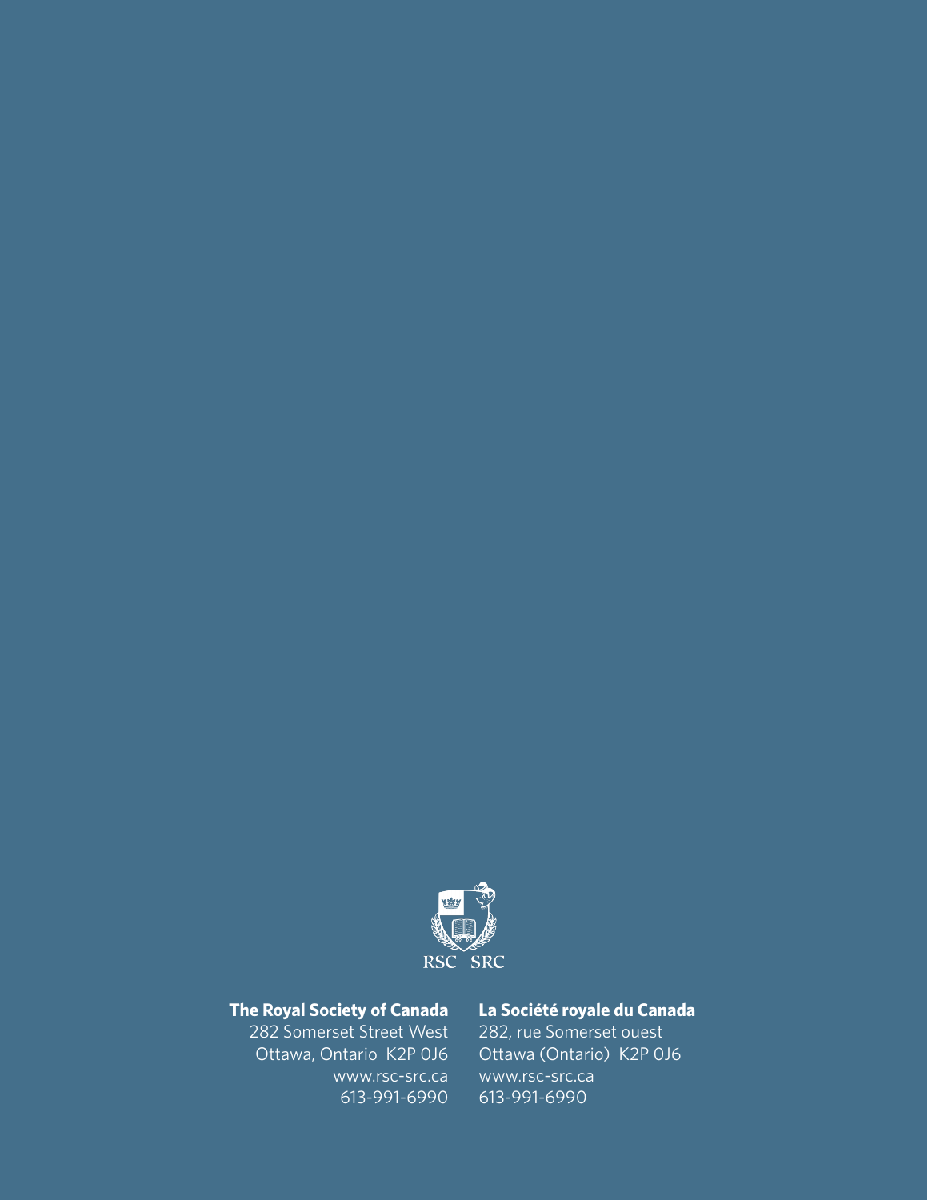RSC SRC

**The Royal Society of Canada**
282 Somerset Street West
Ottawa, Ontario K2P 0J6
www.rsc-src.ca
613-991-6990

**La Société royale du Canada**
282, rue Somerset ouest
Ottawa (Ontario) K2P 0J6
www.rsc-src.ca
613-991-6990